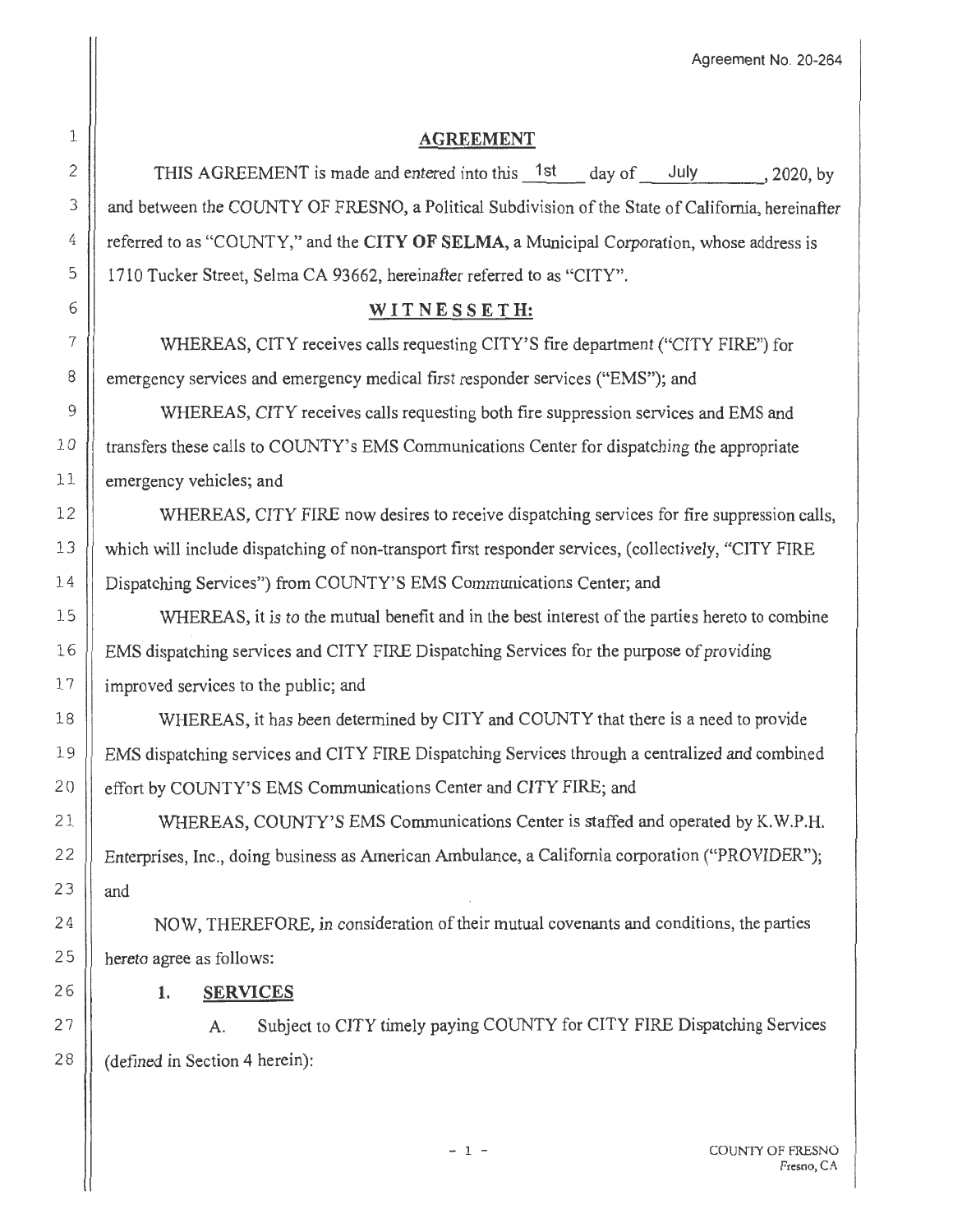Agreement No. 20-264

# AGREEMENT

THIS AGREEMENT is made and entered into this 1st day of July, 2020, by and between the COUNTY OF FRESNO, a Political Subdivision of the State of California, hereinafter referred to as "COUNTY," and the **CITY OF SELMA**, a Municipal Corporation, whose address is 1710 Tucker Street, Selma CA 93662, hereinafter referred to as "CITY".

## WITNESSETH:

WHEREAS, CITY receives calls requesting CITY'S fire department ("CITY FIRE") for emergency services and emergency medical first responder services ("EMS"); and

WHEREAS, CITY receives calls requesting both fire suppression services and EMS and transfers these calls to COUNTY's EMS Communications Center for dispatching the appropriate emergency vehicles; and

WHEREAS, CITY FIRE now desires to receive dispatching services for fire suppression calls, which will include dispatching of non-transport first responder services, (collectively, "CITY FIRE Dispatching Services") from COUNTY'S EMS Communications Center; and

WHEREAS, it is to the mutual benefit and in the best interest of the parties hereto to combine EMS dispatching services and CITY FIRE Dispatching Services for the purpose of providing improved services to the public; and

WHEREAS, it has been determined by CITY and COUNTY that there is a need to provide EMS dispatching services and CITY FIRE Dispatching Services through a centralized and combined effort by COUNTY'S EMS Communications Center and CITY FIRE; and

WHEREAS, COUNTY'S EMS Communications Center is staffed and operated by K.W.P.H. Enterprises, Inc., doing business as American Ambulance, a California corporation ("PROVIDER"); and

NOW, THEREFORE, in consideration of their mutual covenants and conditions, the parties hereto agree as follows:

**1. SERVICES**

A. Subject to CITY timely paying COUNTY for CITY FIRE Dispatching Services (defined in Section 4 herein):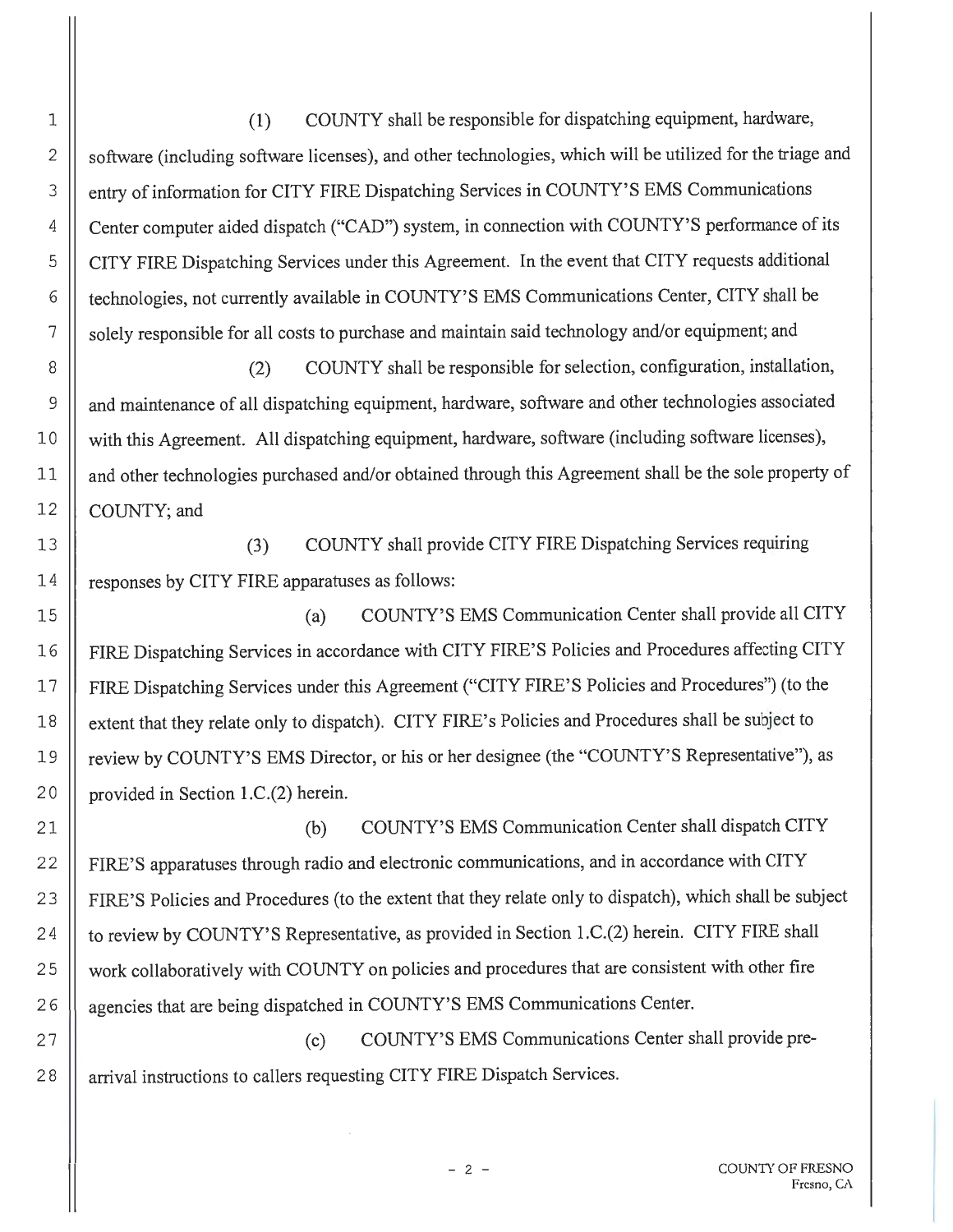(1) COUNTY shall be responsible for dispatching equipment, hardware, software (including software licenses), and other technologies, which will be utilized for the triage and entry of information for CITY FIRE Dispatching Services in COUNTY'S EMS Communications Center computer aided dispatch ("CAD") system, in connection with COUNTY'S performance of its CITY FIRE Dispatching Services under this Agreement. In the event that CITY requests additional technologies, not currently available in COUNTY'S EMS Communications Center, CITY shall be solely responsible for all costs to purchase and maintain said technology and/or equipment; and

(2) COUNTY shall be responsible for selection, configuration, installation, and maintenance of all dispatching equipment, hardware, software and other technologies associated with this Agreement. All dispatching equipment, hardware, software (including software licenses), and other technologies purchased and/or obtained through this Agreement shall be the sole property of COUNTY; and

(3) COUNTY shall provide CITY FIRE Dispatching Services requiring responses by CITY FIRE apparatuses as follows:

(a) COUNTY'S EMS Communication Center shall provide all CITY FIRE Dispatching Services in accordance with CITY FIRE'S Policies and Procedures affecting CITY FIRE Dispatching Services under this Agreement ("CITY FIRE'S Policies and Procedures") (to the extent that they relate only to dispatch). CITY FIRE's Policies and Procedures shall be subject to review by COUNTY'S EMS Director, or his or her designee (the "COUNTY'S Representative"), as provided in Section 1.C.(2) herein.

(b) COUNTY'S EMS Communication Center shall dispatch CITY FIRE'S apparatuses through radio and electronic communications, and in accordance with CITY FIRE'S Policies and Procedures (to the extent that they relate only to dispatch), which shall be subject to review by COUNTY'S Representative, as provided in Section 1.C.(2) herein. CITY FIRE shall work collaboratively with COUNTY on policies and procedures that are consistent with other fire agencies that are being dispatched in COUNTY'S EMS Communications Center.

(c) COUNTY'S EMS Communications Center shall provide pre-arrival instructions to callers requesting CITY FIRE Dispatch Services.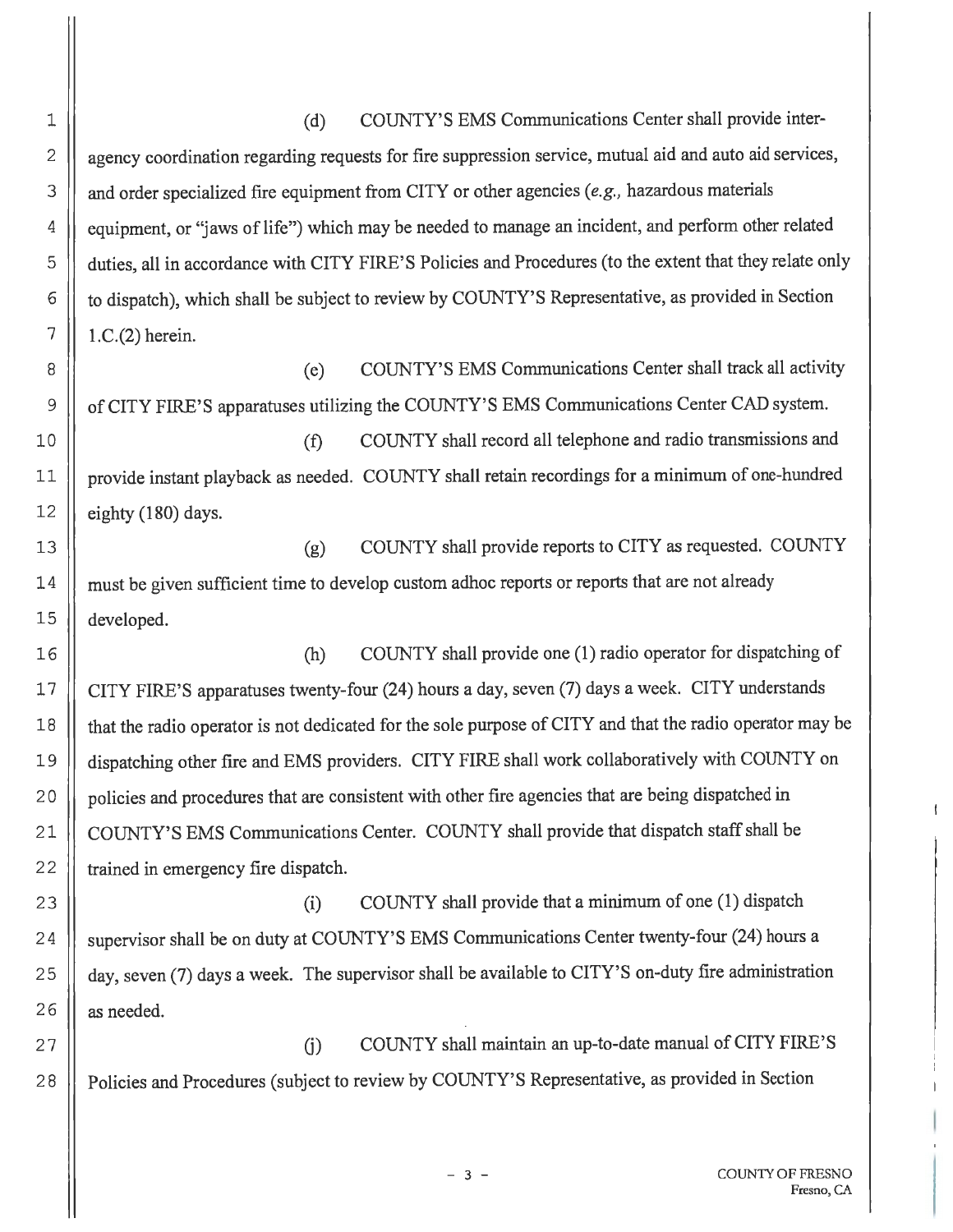(d) COUNTY'S EMS Communications Center shall provide inter-agency coordination regarding requests for fire suppression service, mutual aid and auto aid services, and order specialized fire equipment from CITY or other agencies (*e.g.,* hazardous materials equipment, or "jaws of life") which may be needed to manage an incident, and perform other related duties, all in accordance with CITY FIRE'S Policies and Procedures (to the extent that they relate only to dispatch), which shall be subject to review by COUNTY'S Representative, as provided in Section 1.C.(2) herein.

(e) COUNTY'S EMS Communications Center shall track all activity of CITY FIRE'S apparatuses utilizing the COUNTY'S EMS Communications Center CAD system.

(f) COUNTY shall record all telephone and radio transmissions and provide instant playback as needed. COUNTY shall retain recordings for a minimum of one-hundred eighty (180) days.

(g) COUNTY shall provide reports to CITY as requested. COUNTY must be given sufficient time to develop custom adhoc reports or reports that are not already developed.

(h) COUNTY shall provide one (1) radio operator for dispatching of CITY FIRE'S apparatuses twenty-four (24) hours a day, seven (7) days a week. CITY understands that the radio operator is not dedicated for the sole purpose of CITY and that the radio operator may be dispatching other fire and EMS providers. CITY FIRE shall work collaboratively with COUNTY on policies and procedures that are consistent with other fire agencies that are being dispatched in COUNTY'S EMS Communications Center. COUNTY shall provide that dispatch staff shall be trained in emergency fire dispatch.

(i) COUNTY shall provide that a minimum of one (1) dispatch supervisor shall be on duty at COUNTY'S EMS Communications Center twenty-four (24) hours a day, seven (7) days a week. The supervisor shall be available to CITY'S on-duty fire administration as needed.

(j) COUNTY shall maintain an up-to-date manual of CITY FIRE'S Policies and Procedures (subject to review by COUNTY'S Representative, as provided in Section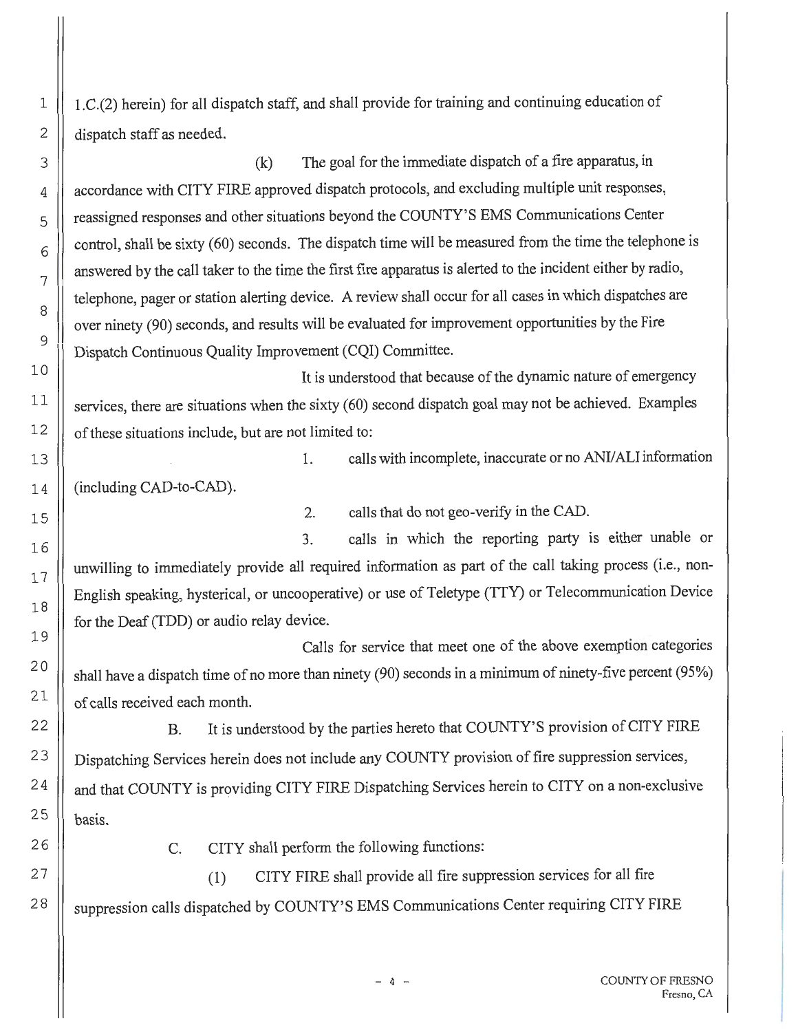1.C.(2) herein) for all dispatch staff, and shall provide for training and continuing education of dispatch staff as needed.

(k) The goal for the immediate dispatch of a fire apparatus, in accordance with CITY FIRE approved dispatch protocols, and excluding multiple unit responses, reassigned responses and other situations beyond the COUNTY'S EMS Communications Center control, shall be sixty (60) seconds. The dispatch time will be measured from the time the telephone is answered by the call taker to the time the first fire apparatus is alerted to the incident either by radio, telephone, pager or station alerting device. A review shall occur for all cases in which dispatches are over ninety (90) seconds, and results will be evaluated for improvement opportunities by the Fire Dispatch Continuous Quality Improvement (CQI) Committee.

It is understood that because of the dynamic nature of emergency services, there are situations when the sixty (60) second dispatch goal may not be achieved. Examples of these situations include, but are not limited to:

1. calls with incomplete, inaccurate or no ANI/ALI information (including CAD-to-CAD).

2. calls that do not geo-verify in the CAD.

3. calls in which the reporting party is either unable or unwilling to immediately provide all required information as part of the call taking process (i.e., non-English speaking, hysterical, or uncooperative) or use of Teletype (TTY) or Telecommunication Device for the Deaf (TDD) or audio relay device.

Calls for service that meet one of the above exemption categories shall have a dispatch time of no more than ninety (90) seconds in a minimum of ninety-five percent (95%) of calls received each month.

B. It is understood by the parties hereto that COUNTY'S provision of CITY FIRE Dispatching Services herein does not include any COUNTY provision of fire suppression services, and that COUNTY is providing CITY FIRE Dispatching Services herein to CITY on a non-exclusive basis.

C. CITY shall perform the following functions:

(1) CITY FIRE shall provide all fire suppression services for all fire suppression calls dispatched by COUNTY'S EMS Communications Center requiring CITY FIRE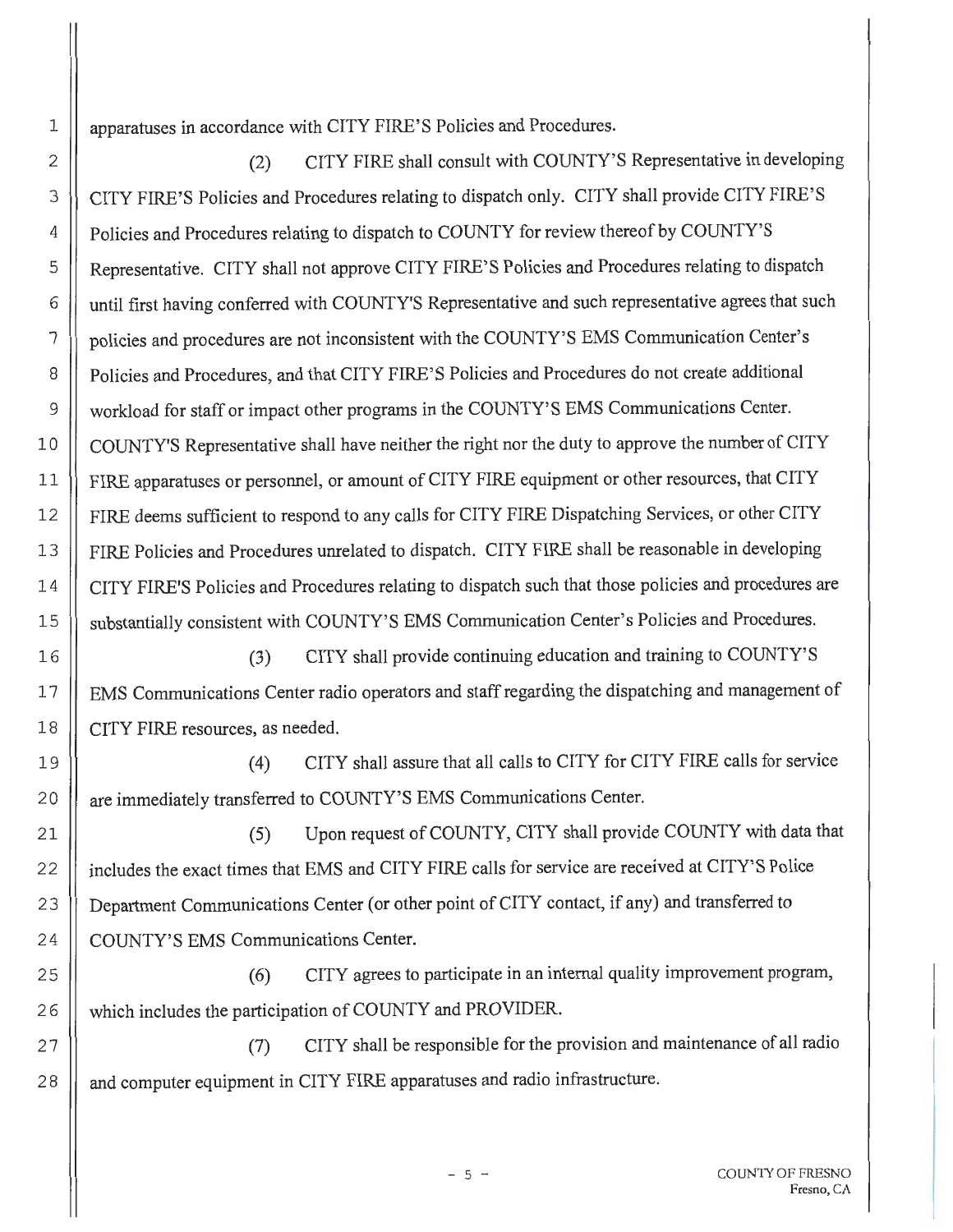apparatuses in accordance with CITY FIRE'S Policies and Procedures.

(2) CITY FIRE shall consult with COUNTY'S Representative in developing CITY FIRE'S Policies and Procedures relating to dispatch only. CITY shall provide CITY FIRE'S Policies and Procedures relating to dispatch to COUNTY for review thereof by COUNTY'S Representative. CITY shall not approve CITY FIRE'S Policies and Procedures relating to dispatch until first having conferred with COUNTY'S Representative and such representative agrees that such policies and procedures are not inconsistent with the COUNTY'S EMS Communication Center's Policies and Procedures, and that CITY FIRE'S Policies and Procedures do not create additional workload for staff or impact other programs in the COUNTY'S EMS Communications Center. COUNTY'S Representative shall have neither the right nor the duty to approve the number of CITY FIRE apparatuses or personnel, or amount of CITY FIRE equipment or other resources, that CITY FIRE deems sufficient to respond to any calls for CITY FIRE Dispatching Services, or other CITY FIRE Policies and Procedures unrelated to dispatch. CITY FIRE shall be reasonable in developing CITY FIRE'S Policies and Procedures relating to dispatch such that those policies and procedures are substantially consistent with COUNTY'S EMS Communication Center's Policies and Procedures.

(3) CITY shall provide continuing education and training to COUNTY'S EMS Communications Center radio operators and staff regarding the dispatching and management of CITY FIRE resources, as needed.

(4) CITY shall assure that all calls to CITY for CITY FIRE calls for service are immediately transferred to COUNTY'S EMS Communications Center.

(5) Upon request of COUNTY, CITY shall provide COUNTY with data that includes the exact times that EMS and CITY FIRE calls for service are received at CITY'S Police Department Communications Center (or other point of CITY contact, if any) and transferred to COUNTY'S EMS Communications Center.

(6) CITY agrees to participate in an internal quality improvement program, which includes the participation of COUNTY and PROVIDER.

(7) CITY shall be responsible for the provision and maintenance of all radio and computer equipment in CITY FIRE apparatuses and radio infrastructure.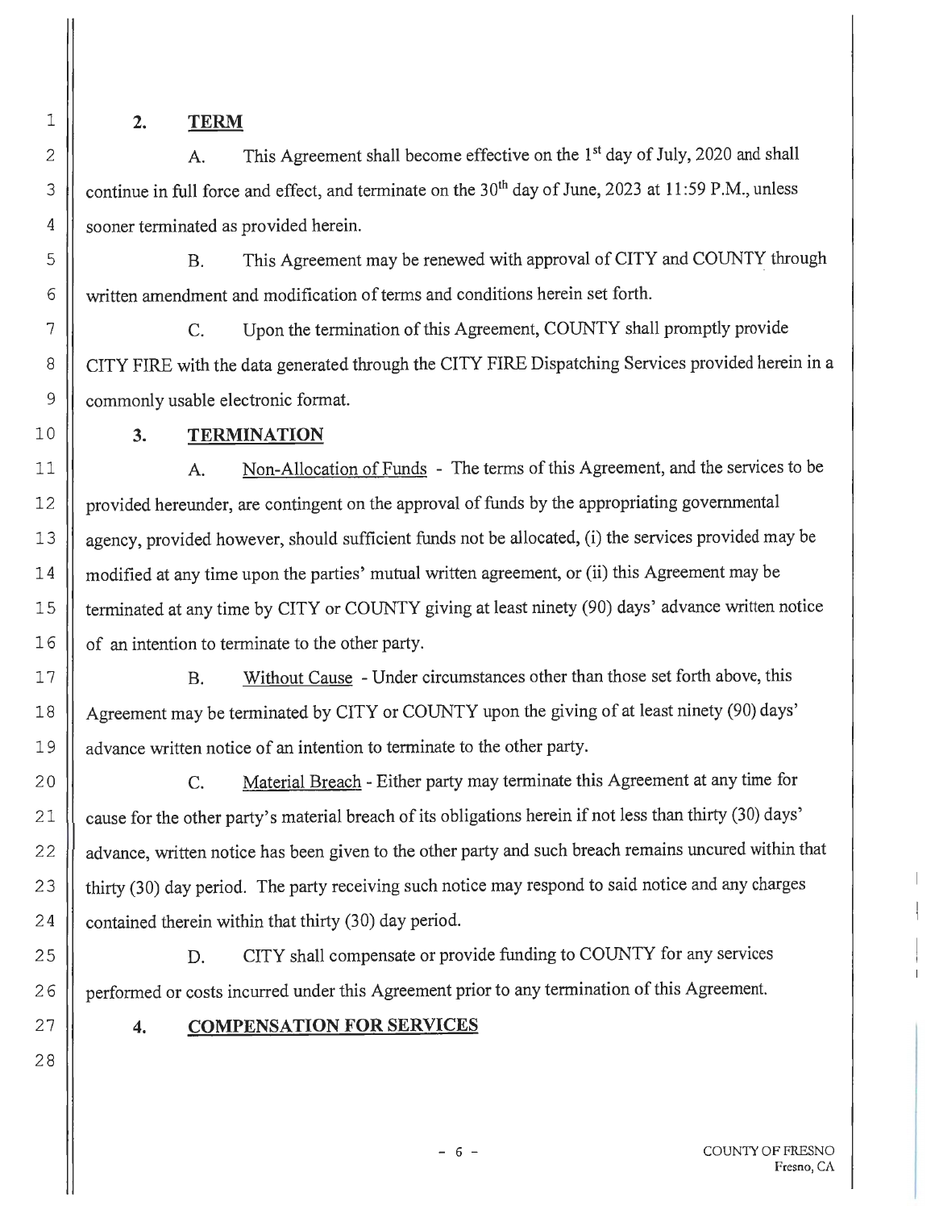## 2. TERM

A. This Agreement shall become effective on the 1st day of July, 2020 and shall continue in full force and effect, and terminate on the 30th day of June, 2023 at 11:59 P.M., unless sooner terminated as provided herein.

B. This Agreement may be renewed with approval of CITY and COUNTY through written amendment and modification of terms and conditions herein set forth.

C. Upon the termination of this Agreement, COUNTY shall promptly provide CITY FIRE with the data generated through the CITY FIRE Dispatching Services provided herein in a commonly usable electronic format.

## 3. TERMINATION

A. Non-Allocation of Funds - The terms of this Agreement, and the services to be provided hereunder, are contingent on the approval of funds by the appropriating governmental agency, provided however, should sufficient funds not be allocated, (i) the services provided may be modified at any time upon the parties' mutual written agreement, or (ii) this Agreement may be terminated at any time by CITY or COUNTY giving at least ninety (90) days' advance written notice of an intention to terminate to the other party.

B. Without Cause - Under circumstances other than those set forth above, this Agreement may be terminated by CITY or COUNTY upon the giving of at least ninety (90) days' advance written notice of an intention to terminate to the other party.

C. Material Breach - Either party may terminate this Agreement at any time for cause for the other party's material breach of its obligations herein if not less than thirty (30) days' advance, written notice has been given to the other party and such breach remains uncured within that thirty (30) day period. The party receiving such notice may respond to said notice and any charges contained therein within that thirty (30) day period.

D. CITY shall compensate or provide funding to COUNTY for any services performed or costs incurred under this Agreement prior to any termination of this Agreement.

## 4. COMPENSATION FOR SERVICES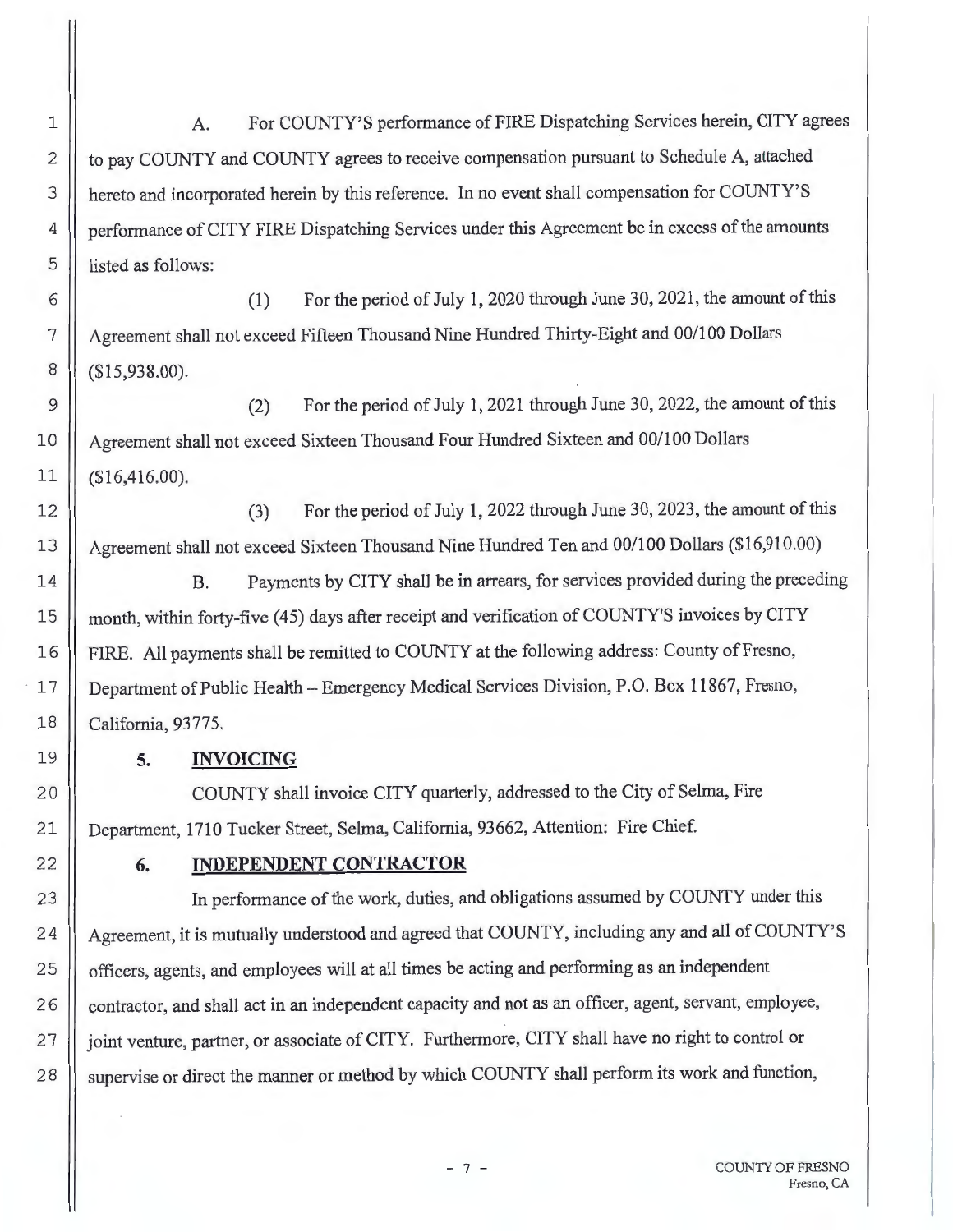A. For COUNTY'S performance of FIRE Dispatching Services herein, CITY agrees to pay COUNTY and COUNTY agrees to receive compensation pursuant to Schedule A, attached hereto and incorporated herein by this reference. In no event shall compensation for COUNTY'S performance of CITY FIRE Dispatching Services under this Agreement be in excess of the amounts listed as follows:

(1) For the period of July 1, 2020 through June 30, 2021, the amount of this Agreement shall not exceed Fifteen Thousand Nine Hundred Thirty-Eight and 00/100 Dollars ($15,938.00).

(2) For the period of July 1, 2021 through June 30, 2022, the amount of this Agreement shall not exceed Sixteen Thousand Four Hundred Sixteen and 00/100 Dollars ($16,416.00).

(3) For the period of July 1, 2022 through June 30, 2023, the amount of this Agreement shall not exceed Sixteen Thousand Nine Hundred Ten and 00/100 Dollars ($16,910.00)

B. Payments by CITY shall be in arrears, for services provided during the preceding month, within forty-five (45) days after receipt and verification of COUNTY'S invoices by CITY FIRE. All payments shall be remitted to COUNTY at the following address: County of Fresno, Department of Public Health – Emergency Medical Services Division, P.O. Box 11867, Fresno, California, 93775.

**5. INVOICING**

COUNTY shall invoice CITY quarterly, addressed to the City of Selma, Fire Department, 1710 Tucker Street, Selma, California, 93662, Attention: Fire Chief.

**6. INDEPENDENT CONTRACTOR**

In performance of the work, duties, and obligations assumed by COUNTY under this Agreement, it is mutually understood and agreed that COUNTY, including any and all of COUNTY'S officers, agents, and employees will at all times be acting and performing as an independent contractor, and shall act in an independent capacity and not as an officer, agent, servant, employee, joint venture, partner, or associate of CITY. Furthermore, CITY shall have no right to control or supervise or direct the manner or method by which COUNTY shall perform its work and function,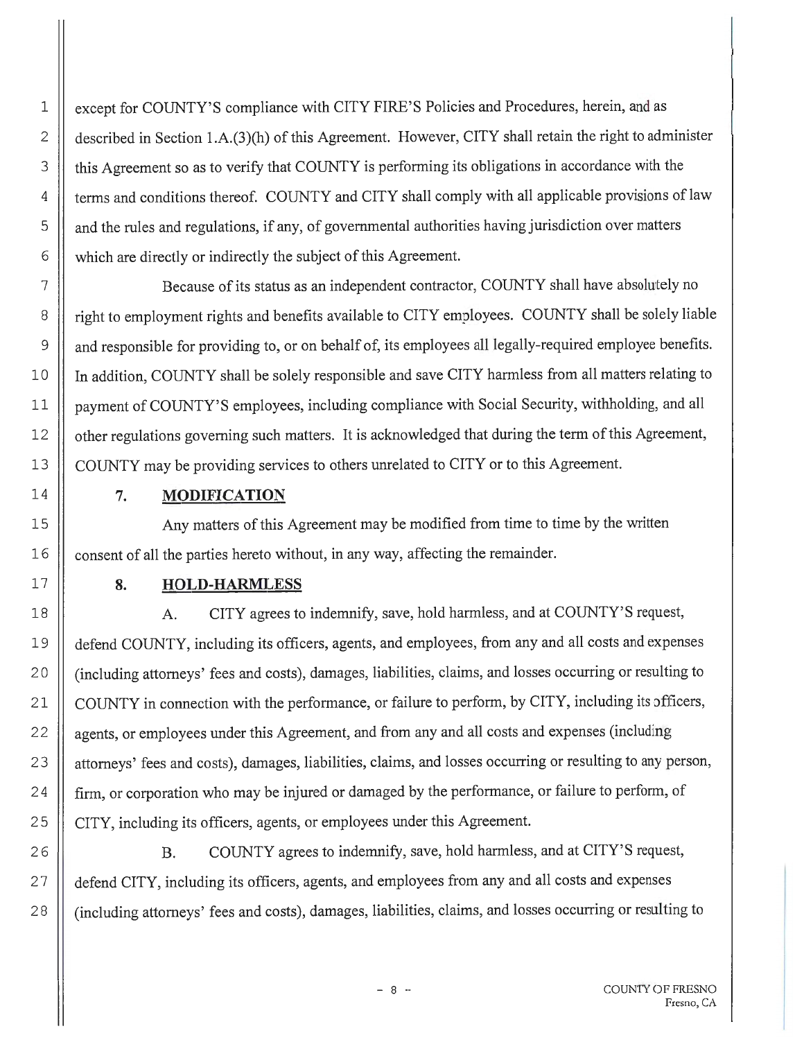except for COUNTY'S compliance with CITY FIRE'S Policies and Procedures, herein, and as described in Section 1.A.(3)(h) of this Agreement. However, CITY shall retain the right to administer this Agreement so as to verify that COUNTY is performing its obligations in accordance with the terms and conditions thereof. COUNTY and CITY shall comply with all applicable provisions of law and the rules and regulations, if any, of governmental authorities having jurisdiction over matters which are directly or indirectly the subject of this Agreement.

Because of its status as an independent contractor, COUNTY shall have absolutely no right to employment rights and benefits available to CITY employees. COUNTY shall be solely liable and responsible for providing to, or on behalf of, its employees all legally-required employee benefits. In addition, COUNTY shall be solely responsible and save CITY harmless from all matters relating to payment of COUNTY'S employees, including compliance with Social Security, withholding, and all other regulations governing such matters. It is acknowledged that during the term of this Agreement, COUNTY may be providing services to others unrelated to CITY or to this Agreement.

**7. MODIFICATION**

Any matters of this Agreement may be modified from time to time by the written consent of all the parties hereto without, in any way, affecting the remainder.

**8. HOLD-HARMLESS**

A. CITY agrees to indemnify, save, hold harmless, and at COUNTY'S request, defend COUNTY, including its officers, agents, and employees, from any and all costs and expenses (including attorneys' fees and costs), damages, liabilities, claims, and losses occurring or resulting to COUNTY in connection with the performance, or failure to perform, by CITY, including its officers, agents, or employees under this Agreement, and from any and all costs and expenses (including attorneys' fees and costs), damages, liabilities, claims, and losses occurring or resulting to any person, firm, or corporation who may be injured or damaged by the performance, or failure to perform, of CITY, including its officers, agents, or employees under this Agreement.

B. COUNTY agrees to indemnify, save, hold harmless, and at CITY'S request, defend CITY, including its officers, agents, and employees from any and all costs and expenses (including attorneys' fees and costs), damages, liabilities, claims, and losses occurring or resulting to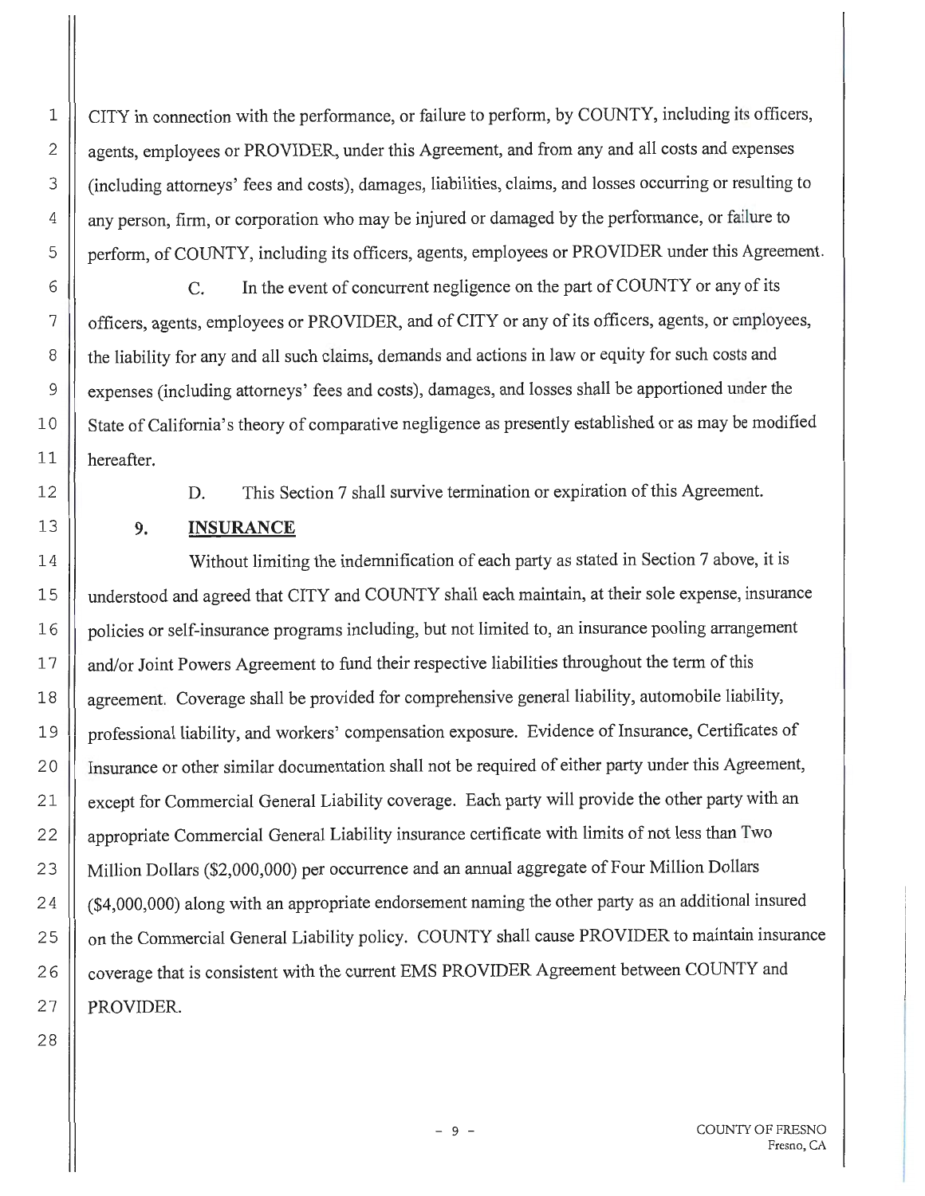CITY in connection with the performance, or failure to perform, by COUNTY, including its officers, agents, employees or PROVIDER, under this Agreement, and from any and all costs and expenses (including attorneys' fees and costs), damages, liabilities, claims, and losses occurring or resulting to any person, firm, or corporation who may be injured or damaged by the performance, or failure to perform, of COUNTY, including its officers, agents, employees or PROVIDER under this Agreement.

C. In the event of concurrent negligence on the part of COUNTY or any of its officers, agents, employees or PROVIDER, and of CITY or any of its officers, agents, or employees, the liability for any and all such claims, demands and actions in law or equity for such costs and expenses (including attorneys' fees and costs), damages, and losses shall be apportioned under the State of California's theory of comparative negligence as presently established or as may be modified hereafter.

D. This Section 7 shall survive termination or expiration of this Agreement.

## 9. INSURANCE

Without limiting the indemnification of each party as stated in Section 7 above, it is understood and agreed that CITY and COUNTY shall each maintain, at their sole expense, insurance policies or self-insurance programs including, but not limited to, an insurance pooling arrangement and/or Joint Powers Agreement to fund their respective liabilities throughout the term of this agreement. Coverage shall be provided for comprehensive general liability, automobile liability, professional liability, and workers' compensation exposure. Evidence of Insurance, Certificates of Insurance or other similar documentation shall not be required of either party under this Agreement, except for Commercial General Liability coverage. Each party will provide the other party with an appropriate Commercial General Liability insurance certificate with limits of not less than Two Million Dollars ($2,000,000) per occurrence and an annual aggregate of Four Million Dollars ($4,000,000) along with an appropriate endorsement naming the other party as an additional insured on the Commercial General Liability policy. COUNTY shall cause PROVIDER to maintain insurance coverage that is consistent with the current EMS PROVIDER Agreement between COUNTY and PROVIDER.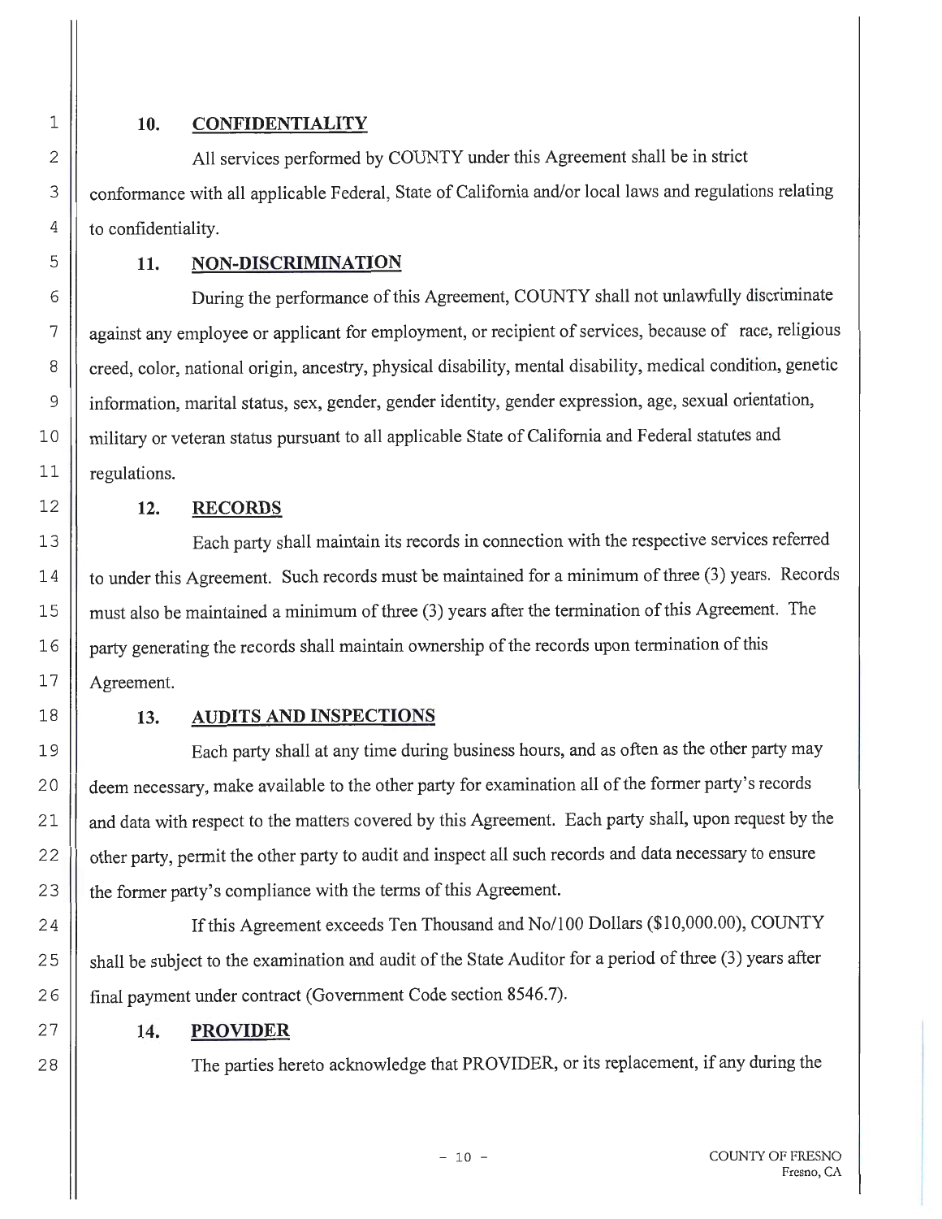**10. CONFIDENTIALITY**

All services performed by COUNTY under this Agreement shall be in strict conformance with all applicable Federal, State of California and/or local laws and regulations relating to confidentiality.

**11. NON-DISCRIMINATION**

During the performance of this Agreement, COUNTY shall not unlawfully discriminate against any employee or applicant for employment, or recipient of services, because of race, religious creed, color, national origin, ancestry, physical disability, mental disability, medical condition, genetic information, marital status, sex, gender, gender identity, gender expression, age, sexual orientation, military or veteran status pursuant to all applicable State of California and Federal statutes and regulations.

**12. RECORDS**

Each party shall maintain its records in connection with the respective services referred to under this Agreement. Such records must be maintained for a minimum of three (3) years. Records must also be maintained a minimum of three (3) years after the termination of this Agreement. The party generating the records shall maintain ownership of the records upon termination of this Agreement.

**13. AUDITS AND INSPECTIONS**

Each party shall at any time during business hours, and as often as the other party may deem necessary, make available to the other party for examination all of the former party's records and data with respect to the matters covered by this Agreement. Each party shall, upon request by the other party, permit the other party to audit and inspect all such records and data necessary to ensure the former party's compliance with the terms of this Agreement.

If this Agreement exceeds Ten Thousand and No/100 Dollars ($10,000.00), COUNTY shall be subject to the examination and audit of the State Auditor for a period of three (3) years after final payment under contract (Government Code section 8546.7).

**14. PROVIDER**

The parties hereto acknowledge that PROVIDER, or its replacement, if any during the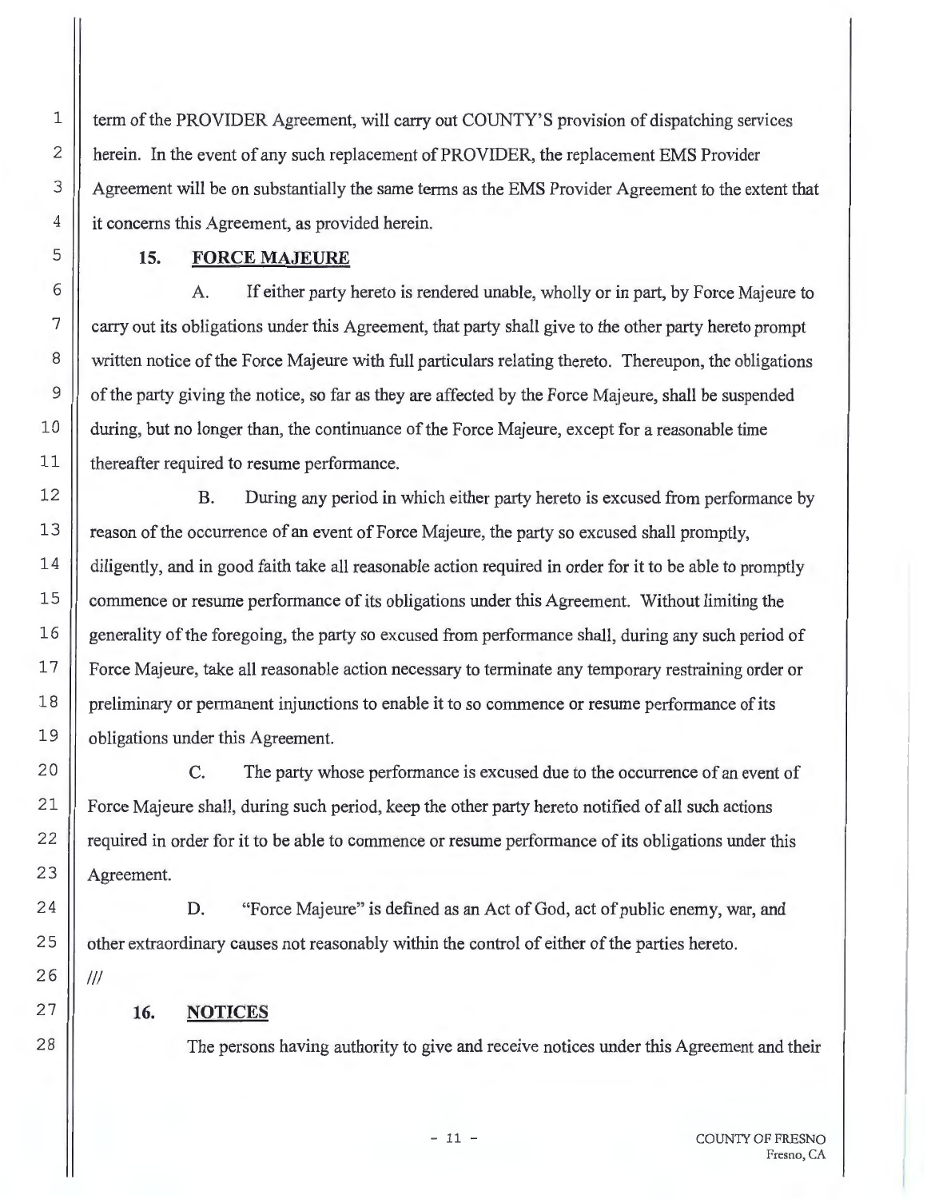term of the PROVIDER Agreement, will carry out COUNTY'S provision of dispatching services herein. In the event of any such replacement of PROVIDER, the replacement EMS Provider Agreement will be on substantially the same terms as the EMS Provider Agreement to the extent that it concerns this Agreement, as provided herein.

**15. FORCE MAJEURE**

A. If either party hereto is rendered unable, wholly or in part, by Force Majeure to carry out its obligations under this Agreement, that party shall give to the other party hereto prompt written notice of the Force Majeure with full particulars relating thereto. Thereupon, the obligations of the party giving the notice, so far as they are affected by the Force Majeure, shall be suspended during, but no longer than, the continuance of the Force Majeure, except for a reasonable time thereafter required to resume performance.

B. During any period in which either party hereto is excused from performance by reason of the occurrence of an event of Force Majeure, the party so excused shall promptly, diligently, and in good faith take all reasonable action required in order for it to be able to promptly commence or resume performance of its obligations under this Agreement. Without limiting the generality of the foregoing, the party so excused from performance shall, during any such period of Force Majeure, take all reasonable action necessary to terminate any temporary restraining order or preliminary or permanent injunctions to enable it to so commence or resume performance of its obligations under this Agreement.

C. The party whose performance is excused due to the occurrence of an event of Force Majeure shall, during such period, keep the other party hereto notified of all such actions required in order for it to be able to commence or resume performance of its obligations under this Agreement.

D. "Force Majeure" is defined as an Act of God, act of public enemy, war, and other extraordinary causes not reasonably within the control of either of the parties hereto.

///

**16. NOTICES**

The persons having authority to give and receive notices under this Agreement and their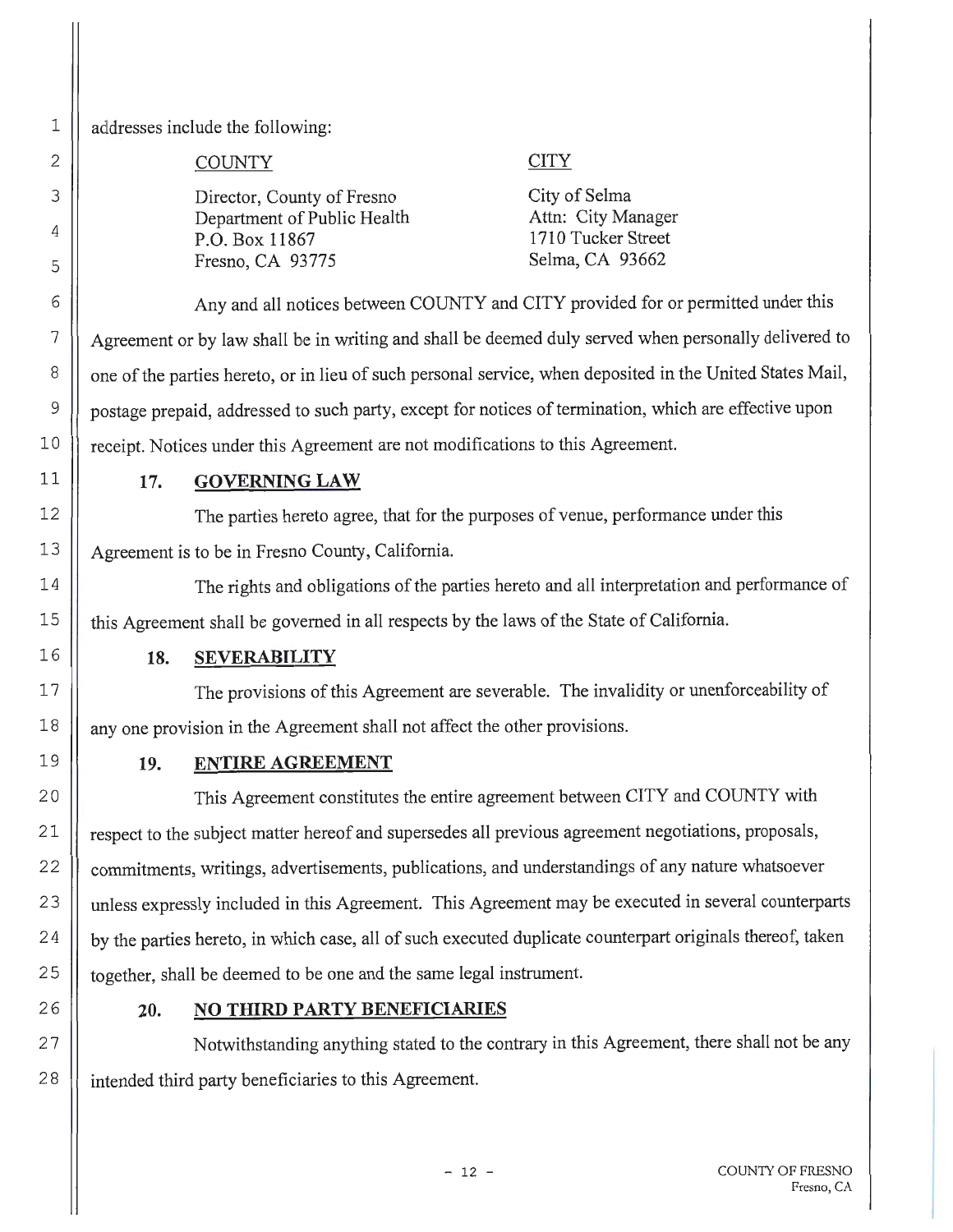addresses include the following:

| COUNTY | CITY |
|---|---|
| Director, County of Fresno<br>Department of Public Health<br>P.O. Box 11867<br>Fresno, CA 93775 | City of Selma<br>Attn: City Manager<br>1710 Tucker Street<br>Selma, CA 93662 |

Any and all notices between COUNTY and CITY provided for or permitted under this Agreement or by law shall be in writing and shall be deemed duly served when personally delivered to one of the parties hereto, or in lieu of such personal service, when deposited in the United States Mail, postage prepaid, addressed to such party, except for notices of termination, which are effective upon receipt. Notices under this Agreement are not modifications to this Agreement.

## 17. GOVERNING LAW

The parties hereto agree, that for the purposes of venue, performance under this Agreement is to be in Fresno County, California.

The rights and obligations of the parties hereto and all interpretation and performance of this Agreement shall be governed in all respects by the laws of the State of California.

## 18. SEVERABILITY

The provisions of this Agreement are severable. The invalidity or unenforceability of any one provision in the Agreement shall not affect the other provisions.

## 19. ENTIRE AGREEMENT

This Agreement constitutes the entire agreement between CITY and COUNTY with respect to the subject matter hereof and supersedes all previous agreement negotiations, proposals, commitments, writings, advertisements, publications, and understandings of any nature whatsoever unless expressly included in this Agreement. This Agreement may be executed in several counterparts by the parties hereto, in which case, all of such executed duplicate counterpart originals thereof, taken together, shall be deemed to be one and the same legal instrument.

## 20. NO THIRD PARTY BENEFICIARIES

Notwithstanding anything stated to the contrary in this Agreement, there shall not be any intended third party beneficiaries to this Agreement.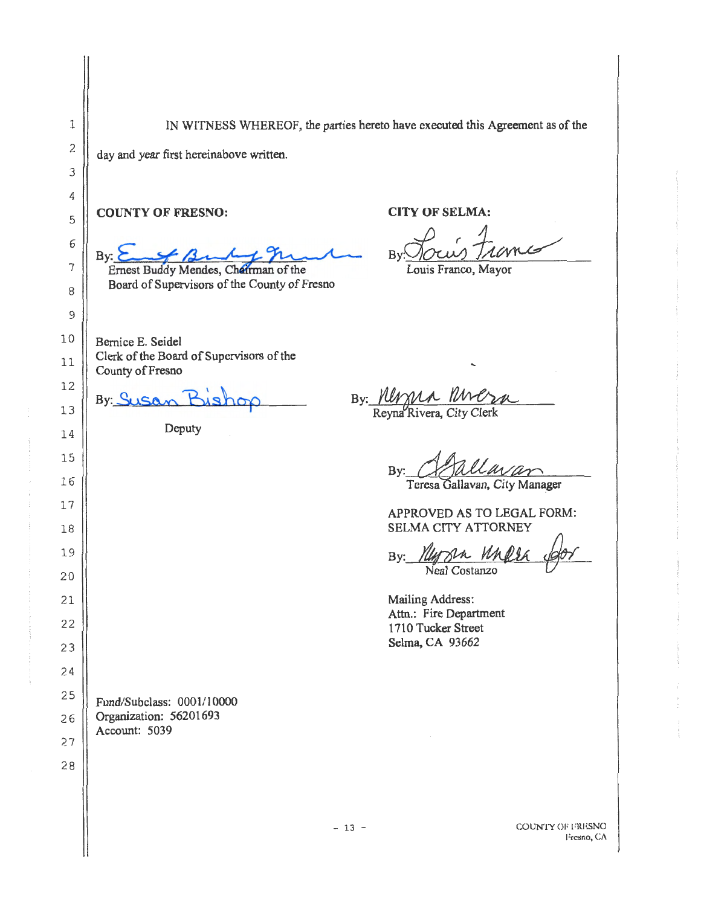IN WITNESS WHEREOF, the parties hereto have executed this Agreement as of the day and year first hereinabove written.

**COUNTY OF FRESNO:**

By: _Ernest Buddy Mendes_
Ernest Buddy Mendes, Chairman of the Board of Supervisors of the County of Fresno

Bernice E. Seidel
Clerk of the Board of Supervisors of the County of Fresno

By: _Susan Bishop_
Deputy

**CITY OF SELMA:**

By: _Louis Franco_
Louis Franco, Mayor

By: _Reyna Rivera_
Reyna Rivera, City Clerk

By: _Teresa Gallavan_
Teresa Gallavan, City Manager

APPROVED AS TO LEGAL FORM:
SELMA CITY ATTORNEY

By: _Reyna Rivera for_
Neal Costanzo

Mailing Address:
Attn.: Fire Department
1710 Tucker Street
Selma, CA 93662

Fund/Subclass: 0001/10000
Organization: 56201693
Account: 5039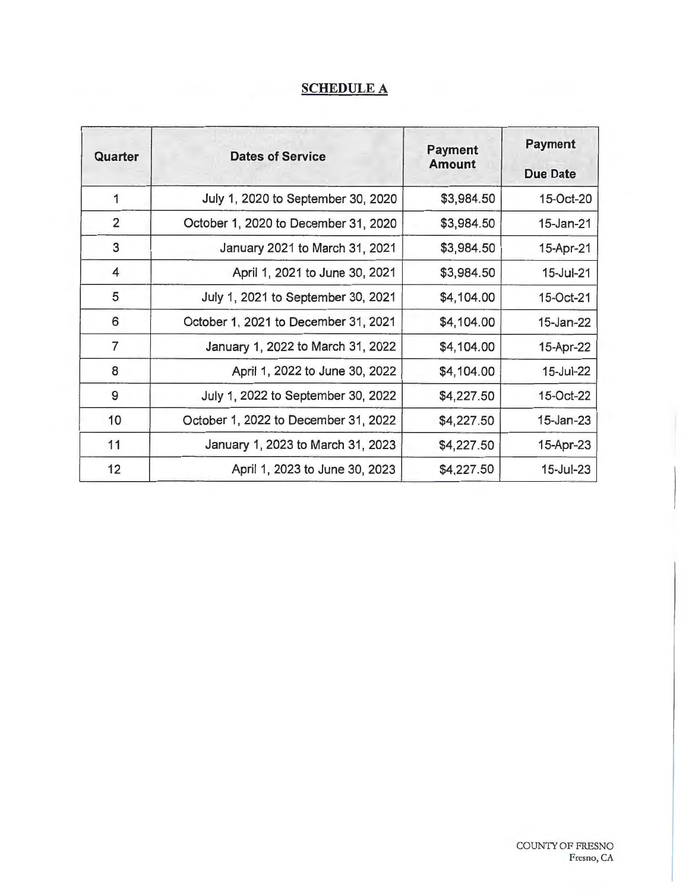## SCHEDULE A

| Quarter | Dates of Service | Payment Amount | Payment Due Date |
|---|---|---|---|
| 1 | July 1, 2020 to September 30, 2020 | $3,984.50 | 15-Oct-20 |
| 2 | October 1, 2020 to December 31, 2020 | $3,984.50 | 15-Jan-21 |
| 3 | January 2021 to March 31, 2021 | $3,984.50 | 15-Apr-21 |
| 4 | April 1, 2021 to June 30, 2021 | $3,984.50 | 15-Jul-21 |
| 5 | July 1, 2021 to September 30, 2021 | $4,104.00 | 15-Oct-21 |
| 6 | October 1, 2021 to December 31, 2021 | $4,104.00 | 15-Jan-22 |
| 7 | January 1, 2022 to March 31, 2022 | $4,104.00 | 15-Apr-22 |
| 8 | April 1, 2022 to June 30, 2022 | $4,104.00 | 15-Jul-22 |
| 9 | July 1, 2022 to September 30, 2022 | $4,227.50 | 15-Oct-22 |
| 10 | October 1, 2022 to December 31, 2022 | $4,227.50 | 15-Jan-23 |
| 11 | January 1, 2023 to March 31, 2023 | $4,227.50 | 15-Apr-23 |
| 12 | April 1, 2023 to June 30, 2023 | $4,227.50 | 15-Jul-23 |